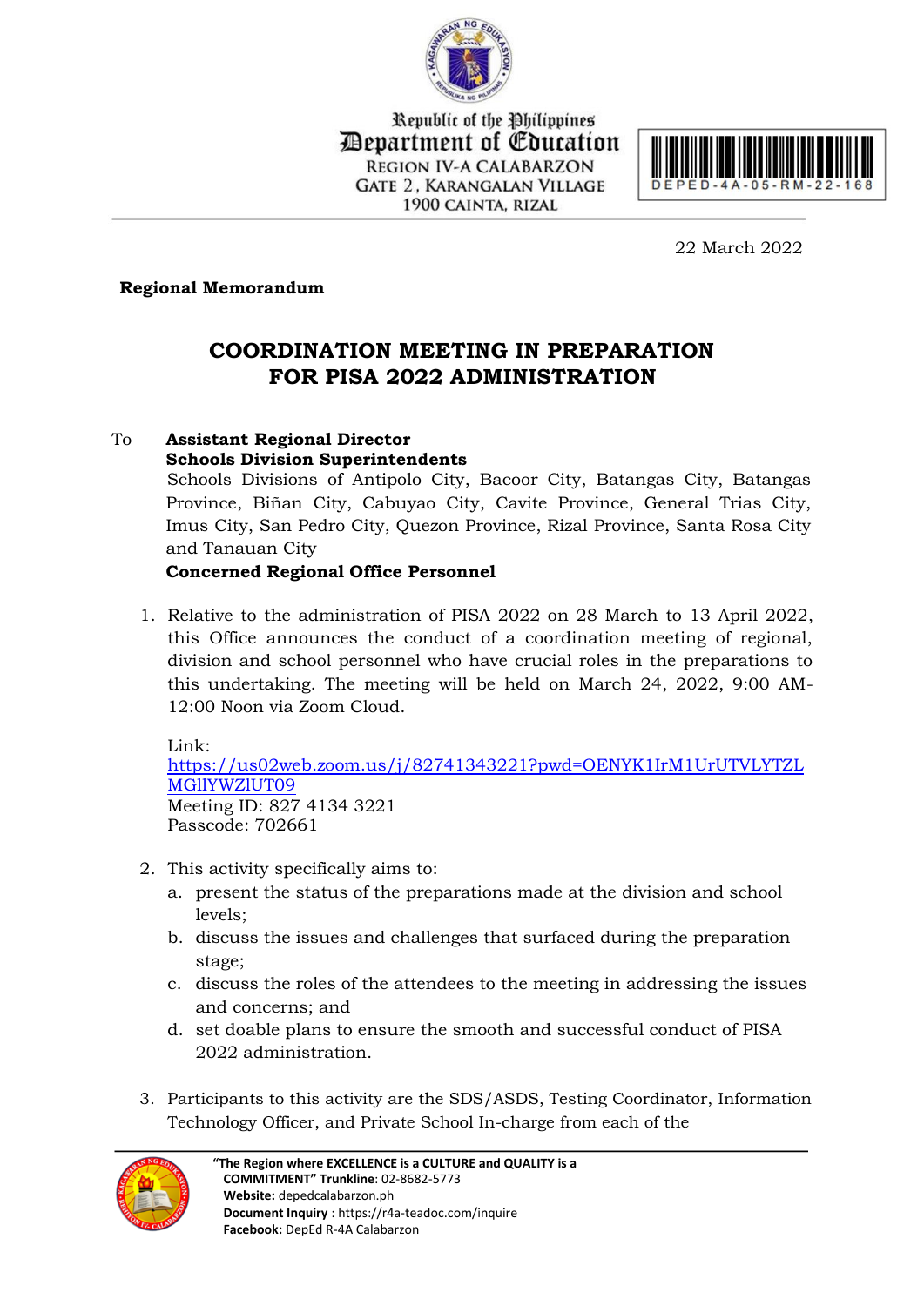Republic of the Philippines
Department of Education
REGION IV-A CALABARZON
GATE 2, KARANGALAN VILLAGE
1900 CAINTA, RIZAL

DEPED-4A-05-RM-22-168

22 March 2022

**Regional Memorandum**

# COORDINATION MEETING IN PREPARATION FOR PISA 2022 ADMINISTRATION

To **Assistant Regional Director**
**Schools Division Superintendents**
Schools Divisions of Antipolo City, Bacoor City, Batangas City, Batangas Province, Biñan City, Cabuyao City, Cavite Province, General Trias City, Imus City, San Pedro City, Quezon Province, Rizal Province, Santa Rosa City and Tanauan City
**Concerned Regional Office Personnel**

1. Relative to the administration of PISA 2022 on 28 March to 13 April 2022, this Office announces the conduct of a coordination meeting of regional, division and school personnel who have crucial roles in the preparations to this undertaking. The meeting will be held on March 24, 2022, 9:00 AM-12:00 Noon via Zoom Cloud.

   Link:
   https://us02web.zoom.us/j/82741343221?pwd=OENYK1IrM1UrUTVLYTZLMGlIYWZlUT09
   Meeting ID: 827 4134 3221
   Passcode: 702661

2. This activity specifically aims to:
   a. present the status of the preparations made at the division and school levels;
   b. discuss the issues and challenges that surfaced during the preparation stage;
   c. discuss the roles of the attendees to the meeting in addressing the issues and concerns; and
   d. set doable plans to ensure the smooth and successful conduct of PISA 2022 administration.

3. Participants to this activity are the SDS/ASDS, Testing Coordinator, Information Technology Officer, and Private School In-charge from each of the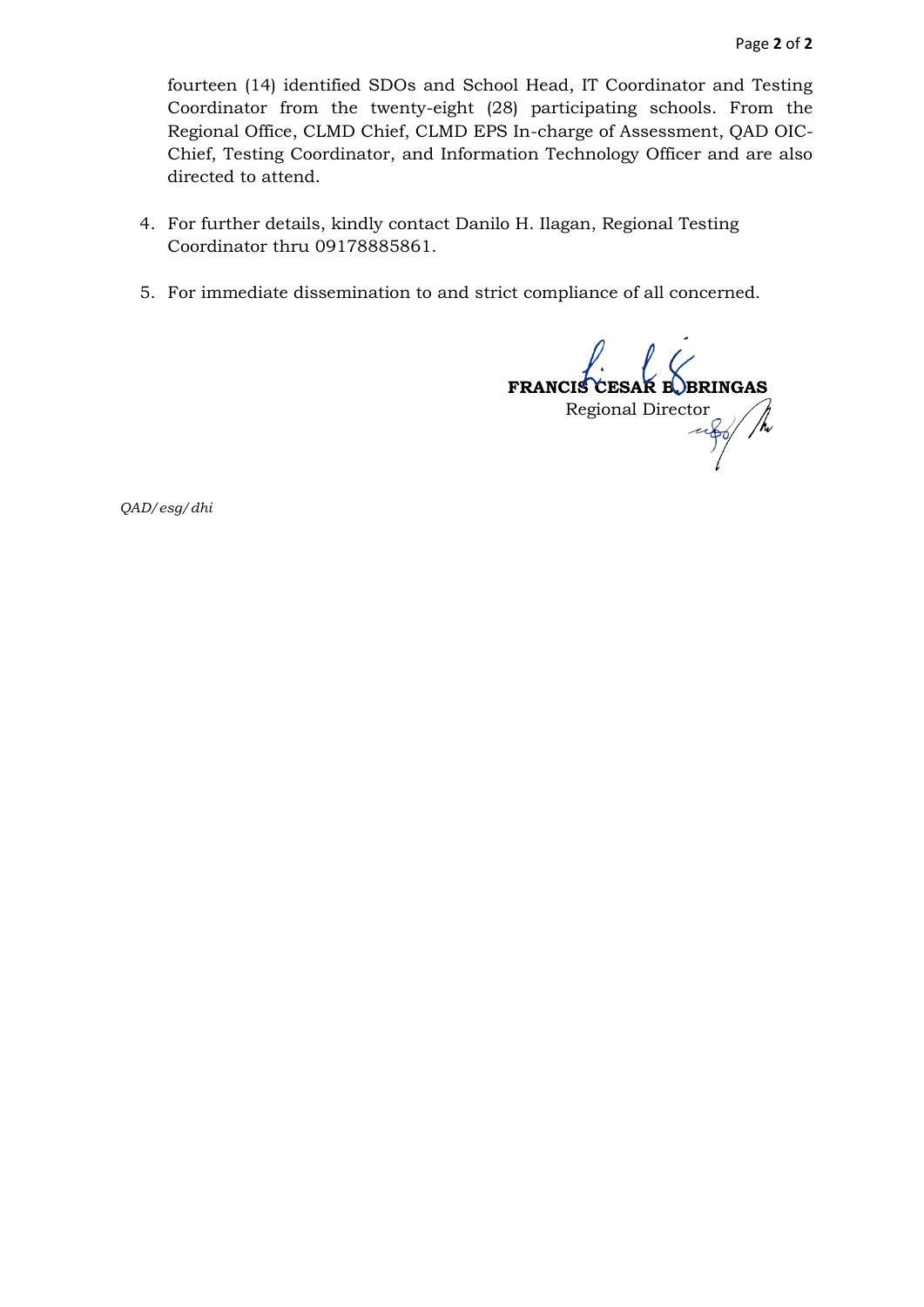fourteen (14) identified SDOs and School Head, IT Coordinator and Testing Coordinator from the twenty-eight (28) participating schools. From the Regional Office, CLMD Chief, CLMD EPS In-charge of Assessment, QAD OIC-Chief, Testing Coordinator, and Information Technology Officer and are also directed to attend.

4. For further details, kindly contact Danilo H. Ilagan, Regional Testing Coordinator thru 09178885861.

5. For immediate dissemination to and strict compliance of all concerned.

**FRANCIS CESAR B. BRINGAS**
Regional Director

*QAD/esg/dhi*